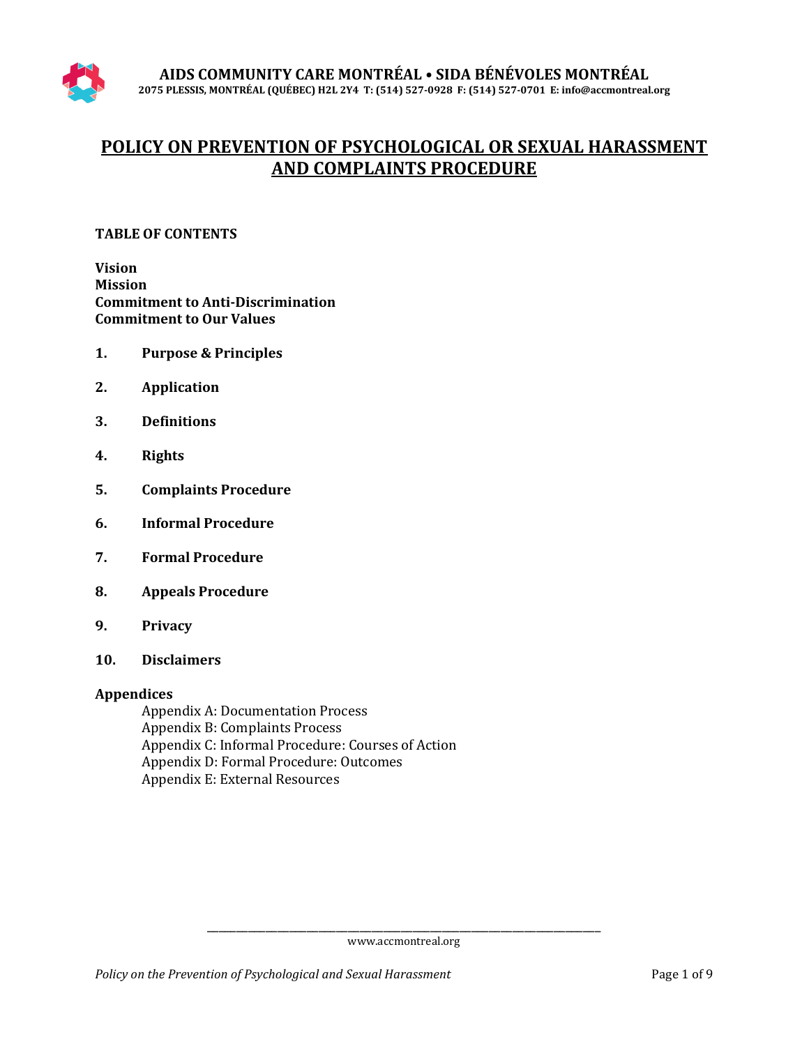**AIDS COMMUNITY CARE MONTRÉAL • SIDA BÉNÉVOLES MONTRÉAL**
**2075 PLESSIS, MONTRÉAL (QUÉBEC) H2L 2Y4 T: (514) 527-0928 F: (514) 527-0701 E: info@accmontreal.org**

# POLICY ON PREVENTION OF PSYCHOLOGICAL OR SEXUAL HARASSMENT AND COMPLAINTS PROCEDURE

**TABLE OF CONTENTS**

**Vision**
**Mission**
**Commitment to Anti-Discrimination**
**Commitment to Our Values**

1. **Purpose & Principles**
2. **Application**
3. **Definitions**
4. **Rights**
5. **Complaints Procedure**
6. **Informal Procedure**
7. **Formal Procedure**
8. **Appeals Procedure**
9. **Privacy**
10. **Disclaimers**

**Appendices**

- Appendix A: Documentation Process
- Appendix B: Complaints Process
- Appendix C: Informal Procedure: Courses of Action
- Appendix D: Formal Procedure: Outcomes
- Appendix E: External Resources

www.accmontreal.org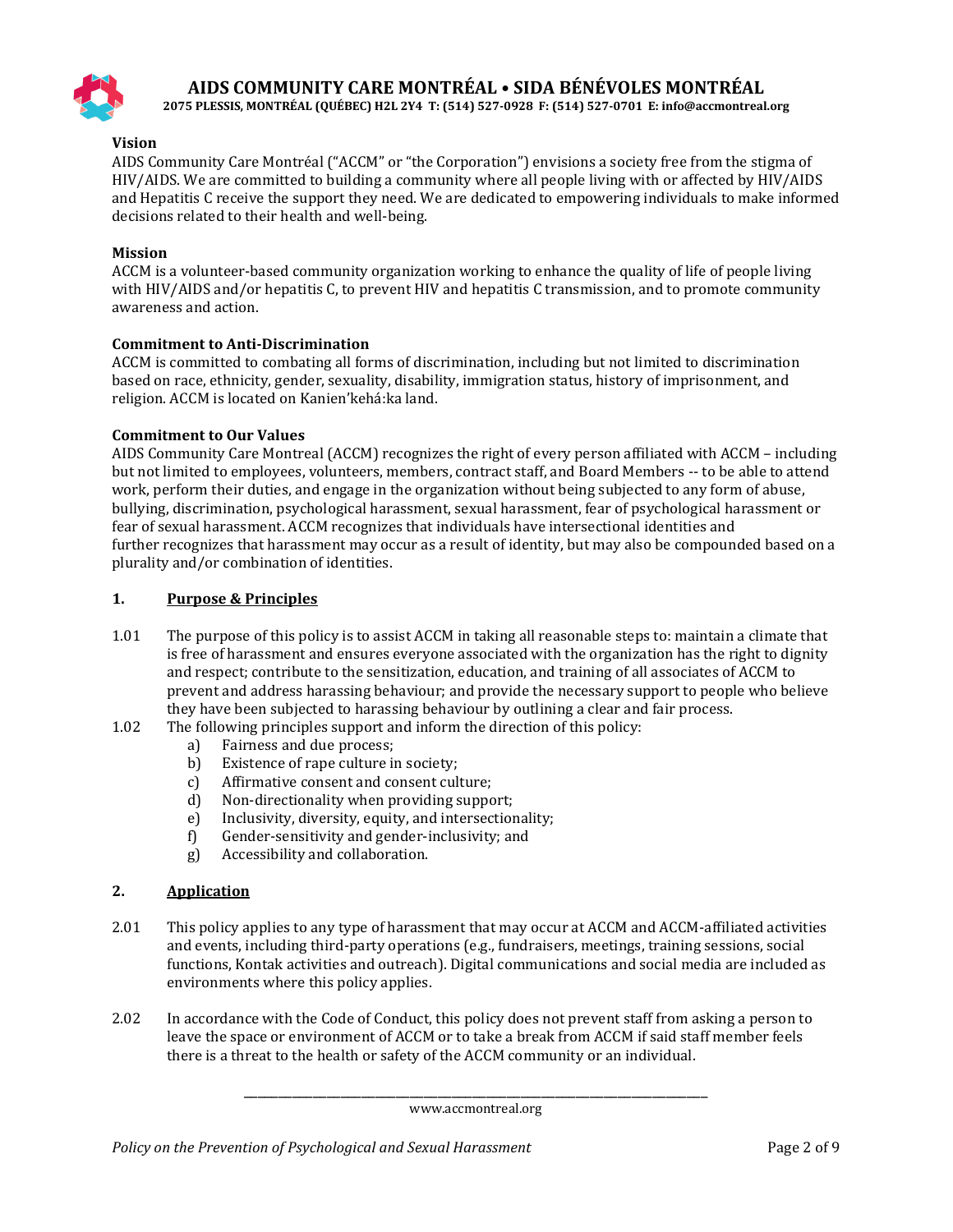**Vision**

AIDS Community Care Montréal ("ACCM" or "the Corporation") envisions a society free from the stigma of HIV/AIDS. We are committed to building a community where all people living with or affected by HIV/AIDS and Hepatitis C receive the support they need. We are dedicated to empowering individuals to make informed decisions related to their health and well-being.

**Mission**

ACCM is a volunteer-based community organization working to enhance the quality of life of people living with HIV/AIDS and/or hepatitis C, to prevent HIV and hepatitis C transmission, and to promote community awareness and action.

**Commitment to Anti-Discrimination**

ACCM is committed to combating all forms of discrimination, including but not limited to discrimination based on race, ethnicity, gender, sexuality, disability, immigration status, history of imprisonment, and religion. ACCM is located on Kanien'kehá:ka land.

**Commitment to Our Values**

AIDS Community Care Montreal (ACCM) recognizes the right of every person affiliated with ACCM – including but not limited to employees, volunteers, members, contract staff, and Board Members -- to be able to attend work, perform their duties, and engage in the organization without being subjected to any form of abuse, bullying, discrimination, psychological harassment, sexual harassment, fear of psychological harassment or fear of sexual harassment. ACCM recognizes that individuals have intersectional identities and further recognizes that harassment may occur as a result of identity, but may also be compounded based on a plurality and/or combination of identities.

## 1. Purpose & Principles

1.01 The purpose of this policy is to assist ACCM in taking all reasonable steps to: maintain a climate that is free of harassment and ensures everyone associated with the organization has the right to dignity and respect; contribute to the sensitization, education, and training of all associates of ACCM to prevent and address harassing behaviour; and provide the necessary support to people who believe they have been subjected to harassing behaviour by outlining a clear and fair process.

1.02 The following principles support and inform the direction of this policy:

a) Fairness and due process;
b) Existence of rape culture in society;
c) Affirmative consent and consent culture;
d) Non-directionality when providing support;
e) Inclusivity, diversity, equity, and intersectionality;
f) Gender-sensitivity and gender-inclusivity; and
g) Accessibility and collaboration.

## 2. Application

2.01 This policy applies to any type of harassment that may occur at ACCM and ACCM-affiliated activities and events, including third-party operations (e.g., fundraisers, meetings, training sessions, social functions, Kontak activities and outreach). Digital communications and social media are included as environments where this policy applies.

2.02 In accordance with the Code of Conduct, this policy does not prevent staff from asking a person to leave the space or environment of ACCM or to take a break from ACCM if said staff member feels there is a threat to the health or safety of the ACCM community or an individual.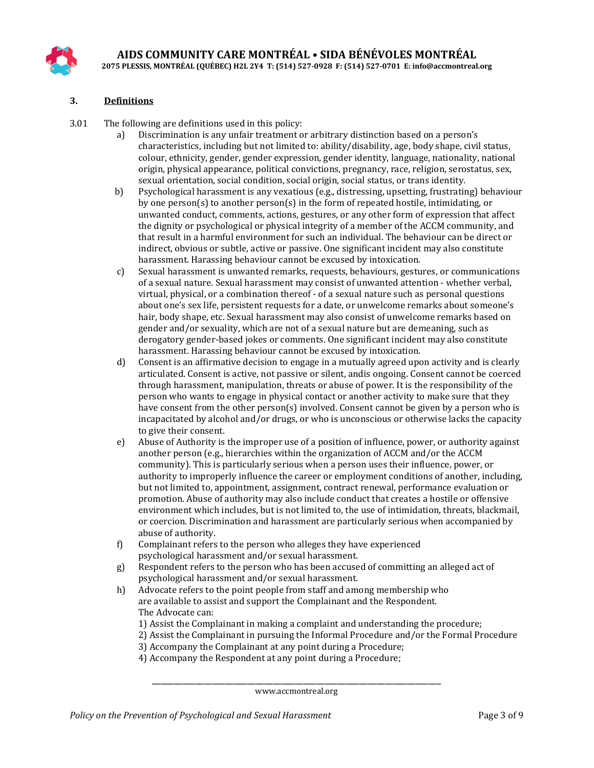## 3. Definitions

3.01 The following are definitions used in this policy:

a) Discrimination is any unfair treatment or arbitrary distinction based on a person's characteristics, including but not limited to: ability/disability, age, body shape, civil status, colour, ethnicity, gender, gender expression, gender identity, language, nationality, national origin, physical appearance, political convictions, pregnancy, race, religion, serostatus, sex, sexual orientation, social condition, social origin, social status, or trans identity.

b) Psychological harassment is any vexatious (e.g., distressing, upsetting, frustrating) behaviour by one person(s) to another person(s) in the form of repeated hostile, intimidating, or unwanted conduct, comments, actions, gestures, or any other form of expression that affect the dignity or psychological or physical integrity of a member of the ACCM community, and that result in a harmful environment for such an individual. The behaviour can be direct or indirect, obvious or subtle, active or passive. One significant incident may also constitute harassment. Harassing behaviour cannot be excused by intoxication.

c) Sexual harassment is unwanted remarks, requests, behaviours, gestures, or communications of a sexual nature. Sexual harassment may consist of unwanted attention - whether verbal, virtual, physical, or a combination thereof - of a sexual nature such as personal questions about one's sex life, persistent requests for a date, or unwelcome remarks about someone's hair, body shape, etc. Sexual harassment may also consist of unwelcome remarks based on gender and/or sexuality, which are not of a sexual nature but are demeaning, such as derogatory gender-based jokes or comments. One significant incident may also constitute harassment. Harassing behaviour cannot be excused by intoxication.

d) Consent is an affirmative decision to engage in a mutually agreed upon activity and is clearly articulated. Consent is active, not passive or silent, andis ongoing. Consent cannot be coerced through harassment, manipulation, threats or abuse of power. It is the responsibility of the person who wants to engage in physical contact or another activity to make sure that they have consent from the other person(s) involved. Consent cannot be given by a person who is incapacitated by alcohol and/or drugs, or who is unconscious or otherwise lacks the capacity to give their consent.

e) Abuse of Authority is the improper use of a position of influence, power, or authority against another person (e.g., hierarchies within the organization of ACCM and/or the ACCM community). This is particularly serious when a person uses their influence, power, or authority to improperly influence the career or employment conditions of another, including, but not limited to, appointment, assignment, contract renewal, performance evaluation or promotion. Abuse of authority may also include conduct that creates a hostile or offensive environment which includes, but is not limited to, the use of intimidation, threats, blackmail, or coercion. Discrimination and harassment are particularly serious when accompanied by abuse of authority.

f) Complainant refers to the person who alleges they have experienced psychological harassment and/or sexual harassment.

g) Respondent refers to the person who has been accused of committing an alleged act of psychological harassment and/or sexual harassment.

h) Advocate refers to the point people from staff and among membership who are available to assist and support the Complainant and the Respondent. The Advocate can:

1) Assist the Complainant in making a complaint and understanding the procedure;
2) Assist the Complainant in pursuing the Informal Procedure and/or the Formal Procedure
3) Accompany the Complainant at any point during a Procedure;
4) Accompany the Respondent at any point during a Procedure;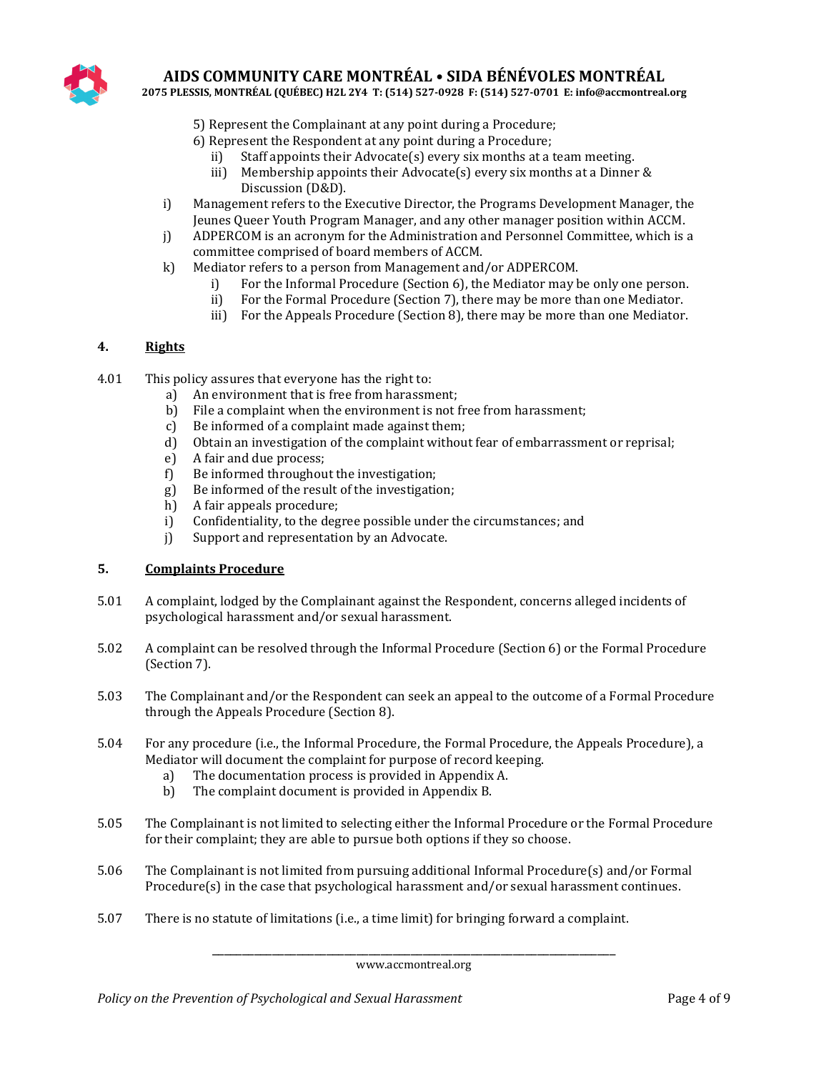5) Represent the Complainant at any point during a Procedure;

6) Represent the Respondent at any point during a Procedure;

   ii) Staff appoints their Advocate(s) every six months at a team meeting.

   iii) Membership appoints their Advocate(s) every six months at a Dinner & Discussion (D&D).

i) Management refers to the Executive Director, the Programs Development Manager, the Jeunes Queer Youth Program Manager, and any other manager position within ACCM.

j) ADPERCOM is an acronym for the Administration and Personnel Committee, which is a committee comprised of board members of ACCM.

k) Mediator refers to a person from Management and/or ADPERCOM.

   i) For the Informal Procedure (Section 6), the Mediator may be only one person.

   ii) For the Formal Procedure (Section 7), there may be more than one Mediator.

   iii) For the Appeals Procedure (Section 8), there may be more than one Mediator.

## 4. Rights

4.01 This policy assures that everyone has the right to:

a) An environment that is free from harassment;

b) File a complaint when the environment is not free from harassment;

c) Be informed of a complaint made against them;

d) Obtain an investigation of the complaint without fear of embarrassment or reprisal;

e) A fair and due process;

f) Be informed throughout the investigation;

g) Be informed of the result of the investigation;

h) A fair appeals procedure;

i) Confidentiality, to the degree possible under the circumstances; and

j) Support and representation by an Advocate.

## 5. Complaints Procedure

5.01 A complaint, lodged by the Complainant against the Respondent, concerns alleged incidents of psychological harassment and/or sexual harassment.

5.02 A complaint can be resolved through the Informal Procedure (Section 6) or the Formal Procedure (Section 7).

5.03 The Complainant and/or the Respondent can seek an appeal to the outcome of a Formal Procedure through the Appeals Procedure (Section 8).

5.04 For any procedure (i.e., the Informal Procedure, the Formal Procedure, the Appeals Procedure), a Mediator will document the complaint for purpose of record keeping.

a) The documentation process is provided in Appendix A.

b) The complaint document is provided in Appendix B.

5.05 The Complainant is not limited to selecting either the Informal Procedure or the Formal Procedure for their complaint; they are able to pursue both options if they so choose.

5.06 The Complainant is not limited from pursuing additional Informal Procedure(s) and/or Formal Procedure(s) in the case that psychological harassment and/or sexual harassment continues.

5.07 There is no statute of limitations (i.e., a time limit) for bringing forward a complaint.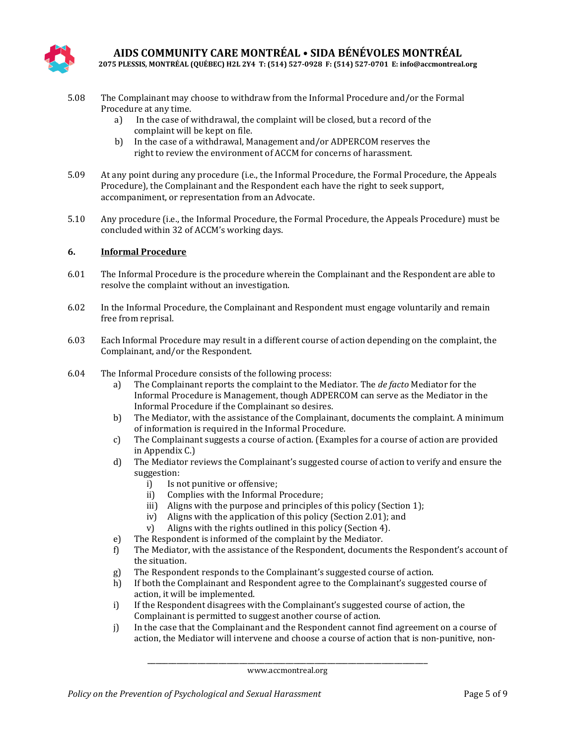5.08 The Complainant may choose to withdraw from the Informal Procedure and/or the Formal Procedure at any time.

   a) In the case of withdrawal, the complaint will be closed, but a record of the complaint will be kept on file.
   b) In the case of a withdrawal, Management and/or ADPERCOM reserves the right to review the environment of ACCM for concerns of harassment.

5.09 At any point during any procedure (i.e., the Informal Procedure, the Formal Procedure, the Appeals Procedure), the Complainant and the Respondent each have the right to seek support, accompaniment, or representation from an Advocate.

5.10 Any procedure (i.e., the Informal Procedure, the Formal Procedure, the Appeals Procedure) must be concluded within 32 of ACCM's working days.

## 6. <u>Informal Procedure</u>

6.01 The Informal Procedure is the procedure wherein the Complainant and the Respondent are able to resolve the complaint without an investigation.

6.02 In the Informal Procedure, the Complainant and Respondent must engage voluntarily and remain free from reprisal.

6.03 Each Informal Procedure may result in a different course of action depending on the complaint, the Complainant, and/or the Respondent.

6.04 The Informal Procedure consists of the following process:

   a) The Complainant reports the complaint to the Mediator. The *de facto* Mediator for the Informal Procedure is Management, though ADPERCOM can serve as the Mediator in the Informal Procedure if the Complainant so desires.
   b) The Mediator, with the assistance of the Complainant, documents the complaint. A minimum of information is required in the Informal Procedure.
   c) The Complainant suggests a course of action. (Examples for a course of action are provided in Appendix C.)
   d) The Mediator reviews the Complainant's suggested course of action to verify and ensure the suggestion:
      i) Is not punitive or offensive;
      ii) Complies with the Informal Procedure;
      iii) Aligns with the purpose and principles of this policy (Section 1);
      iv) Aligns with the application of this policy (Section 2.01); and
      v) Aligns with the rights outlined in this policy (Section 4).
   e) The Respondent is informed of the complaint by the Mediator.
   f) The Mediator, with the assistance of the Respondent, documents the Respondent's account of the situation.
   g) The Respondent responds to the Complainant's suggested course of action.
   h) If both the Complainant and Respondent agree to the Complainant's suggested course of action, it will be implemented.
   i) If the Respondent disagrees with the Complainant's suggested course of action, the Complainant is permitted to suggest another course of action.
   j) In the case that the Complainant and the Respondent cannot find agreement on a course of action, the Mediator will intervene and choose a course of action that is non-punitive, non-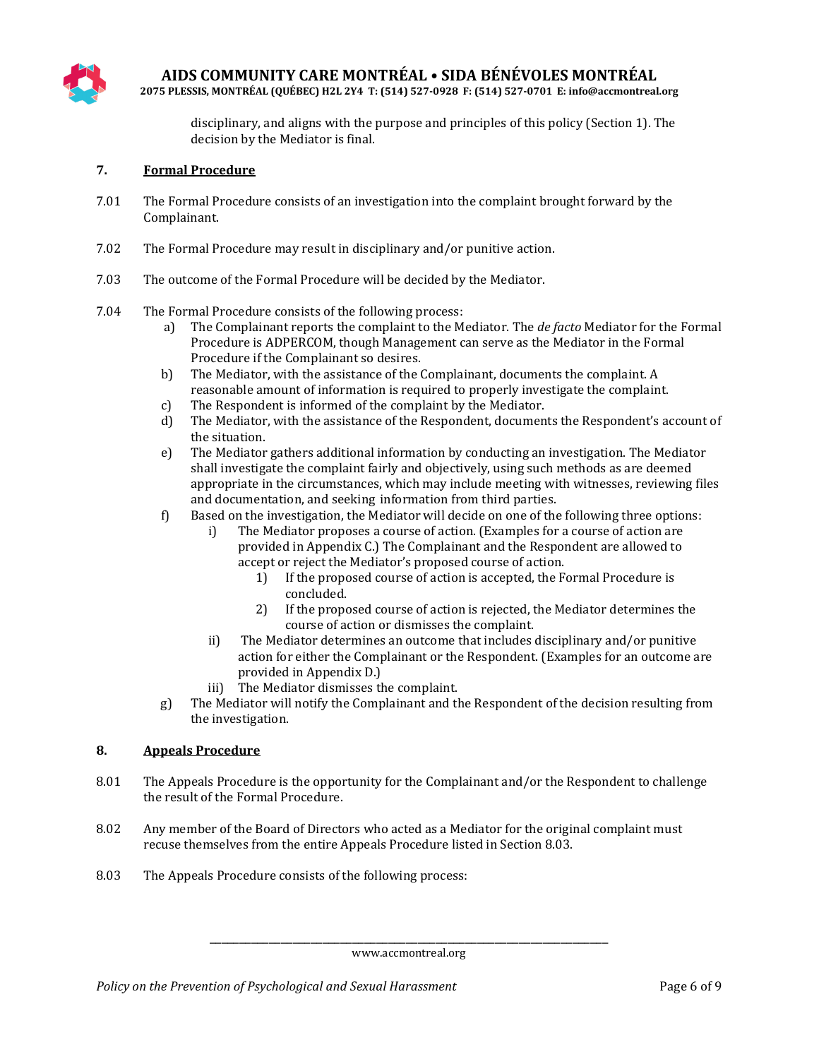disciplinary, and aligns with the purpose and principles of this policy (Section 1). The decision by the Mediator is final.

## 7. Formal Procedure

7.01 The Formal Procedure consists of an investigation into the complaint brought forward by the Complainant.

7.02 The Formal Procedure may result in disciplinary and/or punitive action.

7.03 The outcome of the Formal Procedure will be decided by the Mediator.

7.04 The Formal Procedure consists of the following process:

- a) The Complainant reports the complaint to the Mediator. The *de facto* Mediator for the Formal Procedure is ADPERCOM, though Management can serve as the Mediator in the Formal Procedure if the Complainant so desires.
- b) The Mediator, with the assistance of the Complainant, documents the complaint. A reasonable amount of information is required to properly investigate the complaint.
- c) The Respondent is informed of the complaint by the Mediator.
- d) The Mediator, with the assistance of the Respondent, documents the Respondent's account of the situation.
- e) The Mediator gathers additional information by conducting an investigation. The Mediator shall investigate the complaint fairly and objectively, using such methods as are deemed appropriate in the circumstances, which may include meeting with witnesses, reviewing files and documentation, and seeking information from third parties.
- f) Based on the investigation, the Mediator will decide on one of the following three options:
  - i) The Mediator proposes a course of action. (Examples for a course of action are provided in Appendix C.) The Complainant and the Respondent are allowed to accept or reject the Mediator's proposed course of action.
    - 1) If the proposed course of action is accepted, the Formal Procedure is concluded.
    - 2) If the proposed course of action is rejected, the Mediator determines the course of action or dismisses the complaint.
  - ii) The Mediator determines an outcome that includes disciplinary and/or punitive action for either the Complainant or the Respondent. (Examples for an outcome are provided in Appendix D.)
  - iii) The Mediator dismisses the complaint.
- g) The Mediator will notify the Complainant and the Respondent of the decision resulting from the investigation.

## 8. Appeals Procedure

8.01 The Appeals Procedure is the opportunity for the Complainant and/or the Respondent to challenge the result of the Formal Procedure.

8.02 Any member of the Board of Directors who acted as a Mediator for the original complaint must recuse themselves from the entire Appeals Procedure listed in Section 8.03.

8.03 The Appeals Procedure consists of the following process: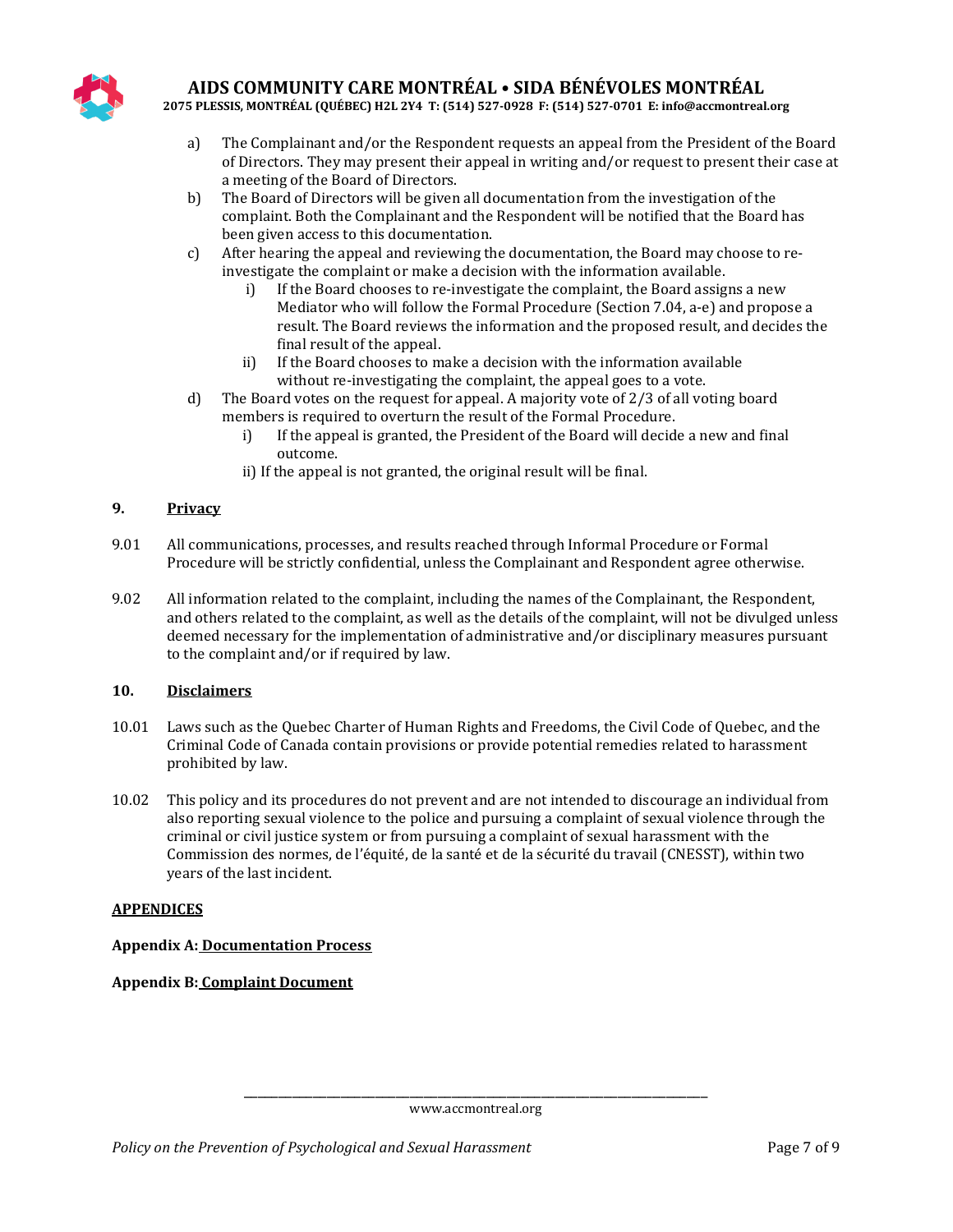a) The Complainant and/or the Respondent requests an appeal from the President of the Board of Directors. They may present their appeal in writing and/or request to present their case at a meeting of the Board of Directors.

b) The Board of Directors will be given all documentation from the investigation of the complaint. Both the Complainant and the Respondent will be notified that the Board has been given access to this documentation.

c) After hearing the appeal and reviewing the documentation, the Board may choose to re-investigate the complaint or make a decision with the information available.
   - i) If the Board chooses to re-investigate the complaint, the Board assigns a new Mediator who will follow the Formal Procedure (Section 7.04, a-e) and propose a result. The Board reviews the information and the proposed result, and decides the final result of the appeal.
   - ii) If the Board chooses to make a decision with the information available without re-investigating the complaint, the appeal goes to a vote.

d) The Board votes on the request for appeal. A majority vote of 2/3 of all voting board members is required to overturn the result of the Formal Procedure.
   - i) If the appeal is granted, the President of the Board will decide a new and final outcome.
   - ii) If the appeal is not granted, the original result will be final.

## 9. Privacy

9.01 All communications, processes, and results reached through Informal Procedure or Formal Procedure will be strictly confidential, unless the Complainant and Respondent agree otherwise.

9.02 All information related to the complaint, including the names of the Complainant, the Respondent, and others related to the complaint, as well as the details of the complaint, will not be divulged unless deemed necessary for the implementation of administrative and/or disciplinary measures pursuant to the complaint and/or if required by law.

## 10. Disclaimers

10.01 Laws such as the Quebec Charter of Human Rights and Freedoms, the Civil Code of Quebec, and the Criminal Code of Canada contain provisions or provide potential remedies related to harassment prohibited by law.

10.02 This policy and its procedures do not prevent and are not intended to discourage an individual from also reporting sexual violence to the police and pursuing a complaint of sexual violence through the criminal or civil justice system or from pursuing a complaint of sexual harassment with the Commission des normes, de l'équité, de la santé et de la sécurité du travail (CNESST), within two years of the last incident.

## APPENDICES

**Appendix A: Documentation Process**

**Appendix B: Complaint Document**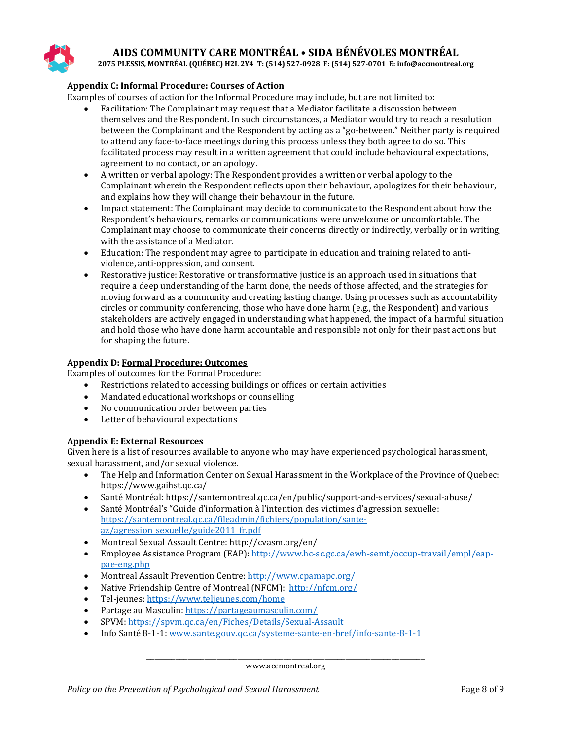### Appendix C: Informal Procedure: Courses of Action

Examples of courses of action for the Informal Procedure may include, but are not limited to:

- Facilitation: The Complainant may request that a Mediator facilitate a discussion between themselves and the Respondent. In such circumstances, a Mediator would try to reach a resolution between the Complainant and the Respondent by acting as a "go-between." Neither party is required to attend any face-to-face meetings during this process unless they both agree to do so. This facilitated process may result in a written agreement that could include behavioural expectations, agreement to no contact, or an apology.
- A written or verbal apology: The Respondent provides a written or verbal apology to the Complainant wherein the Respondent reflects upon their behaviour, apologizes for their behaviour, and explains how they will change their behaviour in the future.
- Impact statement: The Complainant may decide to communicate to the Respondent about how the Respondent's behaviours, remarks or communications were unwelcome or uncomfortable. The Complainant may choose to communicate their concerns directly or indirectly, verbally or in writing, with the assistance of a Mediator.
- Education: The respondent may agree to participate in education and training related to anti-violence, anti-oppression, and consent.
- Restorative justice: Restorative or transformative justice is an approach used in situations that require a deep understanding of the harm done, the needs of those affected, and the strategies for moving forward as a community and creating lasting change. Using processes such as accountability circles or community conferencing, those who have done harm (e.g., the Respondent) and various stakeholders are actively engaged in understanding what happened, the impact of a harmful situation and hold those who have done harm accountable and responsible not only for their past actions but for shaping the future.

### Appendix D: Formal Procedure: Outcomes

Examples of outcomes for the Formal Procedure:

- Restrictions related to accessing buildings or offices or certain activities
- Mandated educational workshops or counselling
- No communication order between parties
- Letter of behavioural expectations

### Appendix E: External Resources

Given here is a list of resources available to anyone who may have experienced psychological harassment, sexual harassment, and/or sexual violence.

- The Help and Information Center on Sexual Harassment in the Workplace of the Province of Quebec: https://www.gaihst.qc.ca/
- Santé Montréal: https://santemontreal.qc.ca/en/public/support-and-services/sexual-abuse/
- Santé Montréal's "Guide d'information à l'intention des victimes d'agression sexuelle: https://santemontreal.qc.ca/fileadmin/fichiers/population/sante-az/agression_sexuelle/guide2011_fr.pdf
- Montreal Sexual Assault Centre: http://cvasm.org/en/
- Employee Assistance Program (EAP): http://www.hc-sc.gc.ca/ewh-semt/occup-travail/empl/eap-pae-eng.php
- Montreal Assault Prevention Centre: http://www.cpamapc.org/
- Native Friendship Centre of Montreal (NFCM): http://nfcm.org/
- Tel-jeunes: https://www.teljeunes.com/home
- Partage au Masculin: https://partageaumasculin.com/
- SPVM: https://spvm.qc.ca/en/Fiches/Details/Sexual-Assault
- Info Santé 8-1-1: www.sante.gouv.qc.ca/systeme-sante-en-bref/info-sante-8-1-1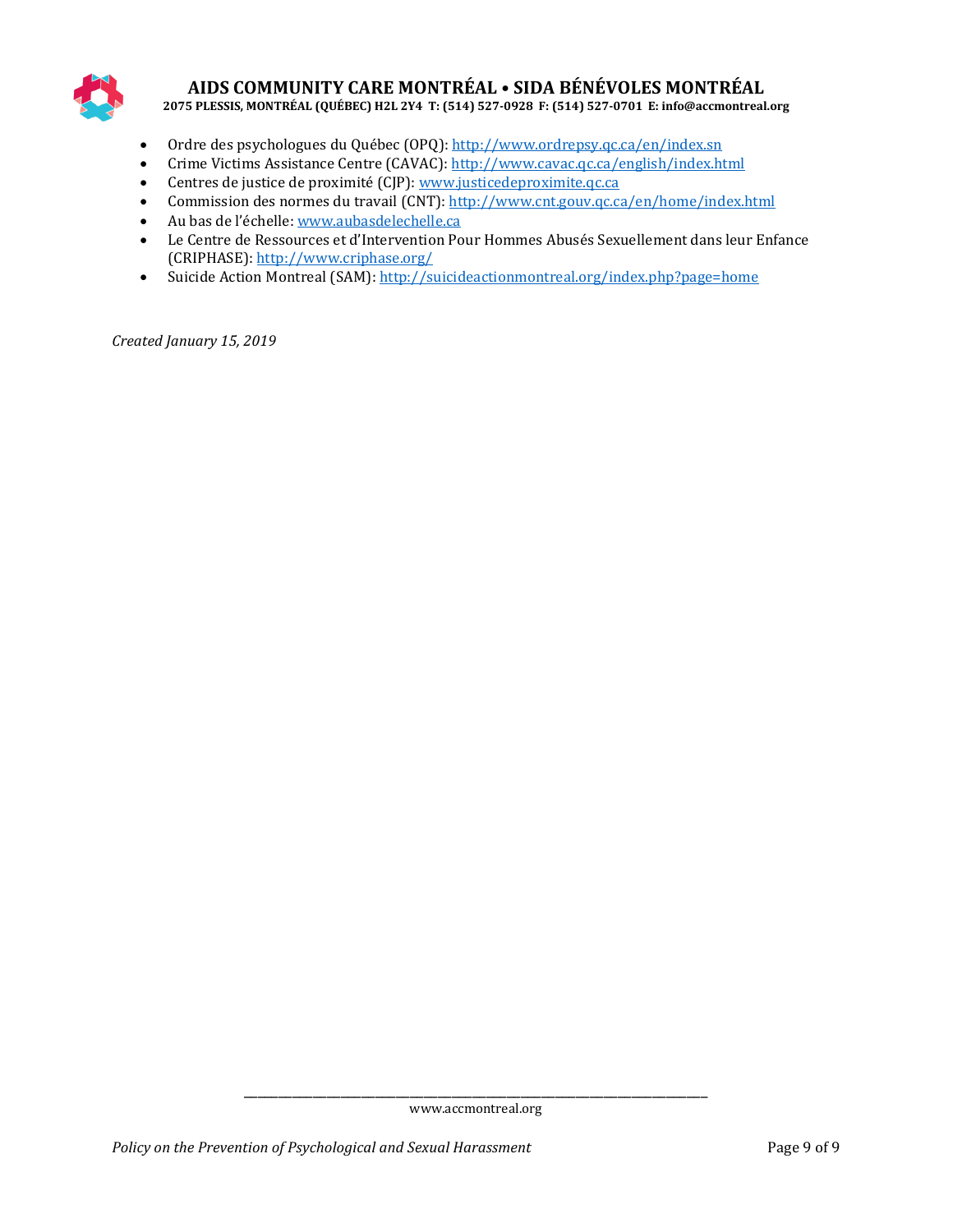- Ordre des psychologues du Québec (OPQ): http://www.ordrepsy.qc.ca/en/index.sn
- Crime Victims Assistance Centre (CAVAC): http://www.cavac.qc.ca/english/index.html
- Centres de justice de proximité (CJP): www.justicedeproximite.qc.ca
- Commission des normes du travail (CNT): http://www.cnt.gouv.qc.ca/en/home/index.html
- Au bas de l'échelle: www.aubasdelechelle.ca
- Le Centre de Ressources et d'Intervention Pour Hommes Abusés Sexuellement dans leur Enfance (CRIPHASE): http://www.criphase.org/
- Suicide Action Montreal (SAM): http://suicideactionmontreal.org/index.php?page=home

*Created January 15, 2019*